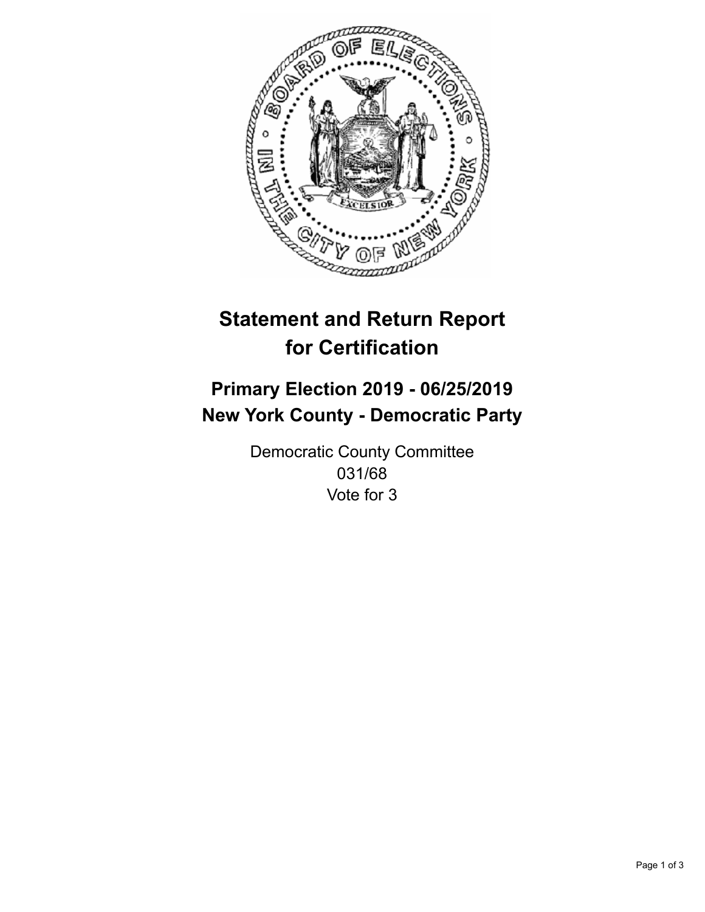# Statement and Return Report for Certification

## Primary Election 2019 - 06/25/2019
## New York County - Democratic Party

Democratic County Committee
031/68
Vote for 3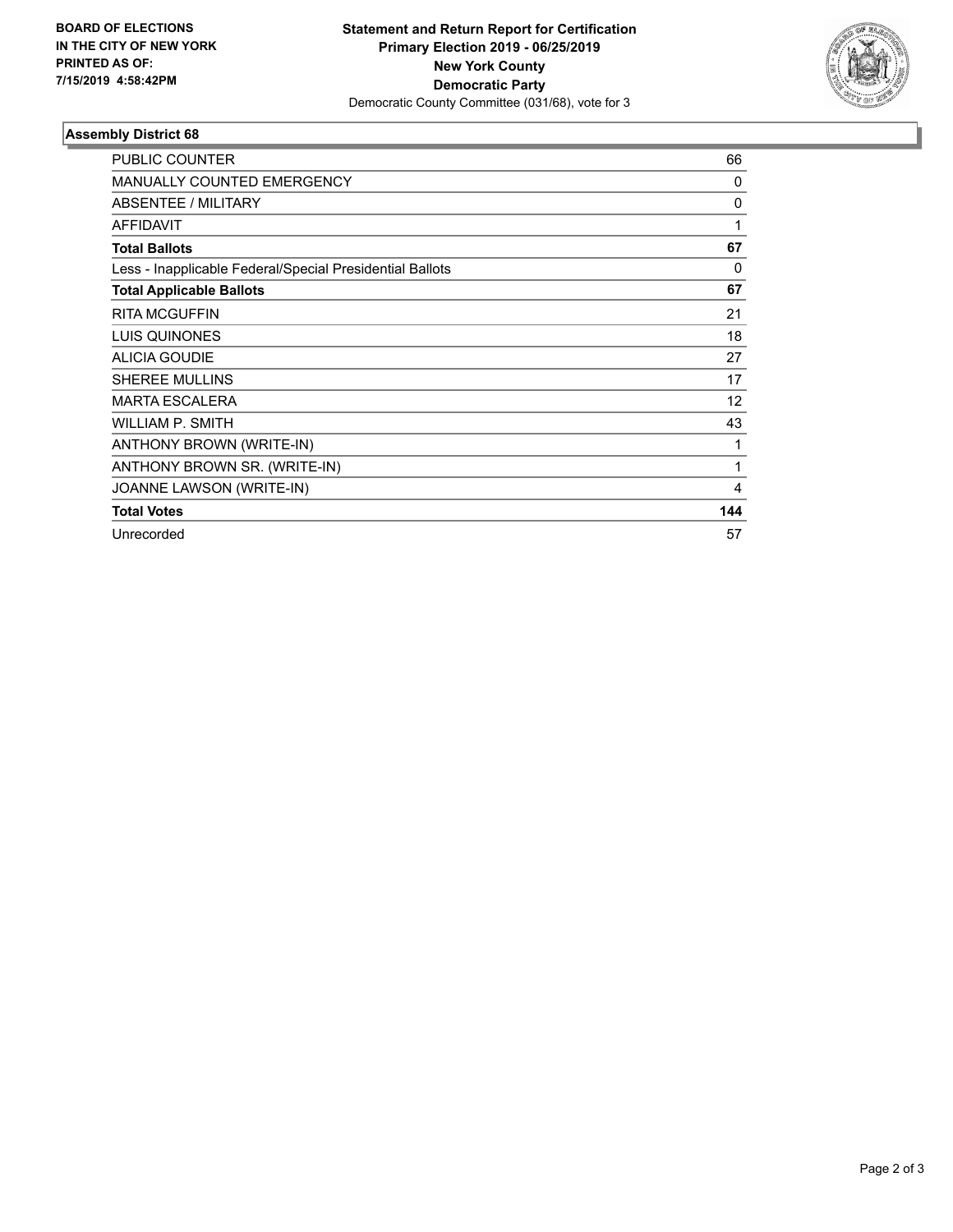**BOARD OF ELECTIONS IN THE CITY OF NEW YORK PRINTED AS OF: 7/15/2019 4:58:42PM**

**Statement and Return Report for Certification**
**Primary Election 2019 - 06/25/2019**
**New York County**
**Democratic Party**
Democratic County Committee (031/68), vote for 3

### Assembly District 68

| | |
|---|---|
| PUBLIC COUNTER | 66 |
| MANUALLY COUNTED EMERGENCY | 0 |
| ABSENTEE / MILITARY | 0 |
| AFFIDAVIT | 1 |
| **Total Ballots** | **67** |
| Less - Inapplicable Federal/Special Presidential Ballots | 0 |
| **Total Applicable Ballots** | **67** |
| RITA MCGUFFIN | 21 |
| LUIS QUINONES | 18 |
| ALICIA GOUDIE | 27 |
| SHEREE MULLINS | 17 |
| MARTA ESCALERA | 12 |
| WILLIAM P. SMITH | 43 |
| ANTHONY BROWN (WRITE-IN) | 1 |
| ANTHONY BROWN SR. (WRITE-IN) | 1 |
| JOANNE LAWSON (WRITE-IN) | 4 |
| **Total Votes** | **144** |
| Unrecorded | 57 |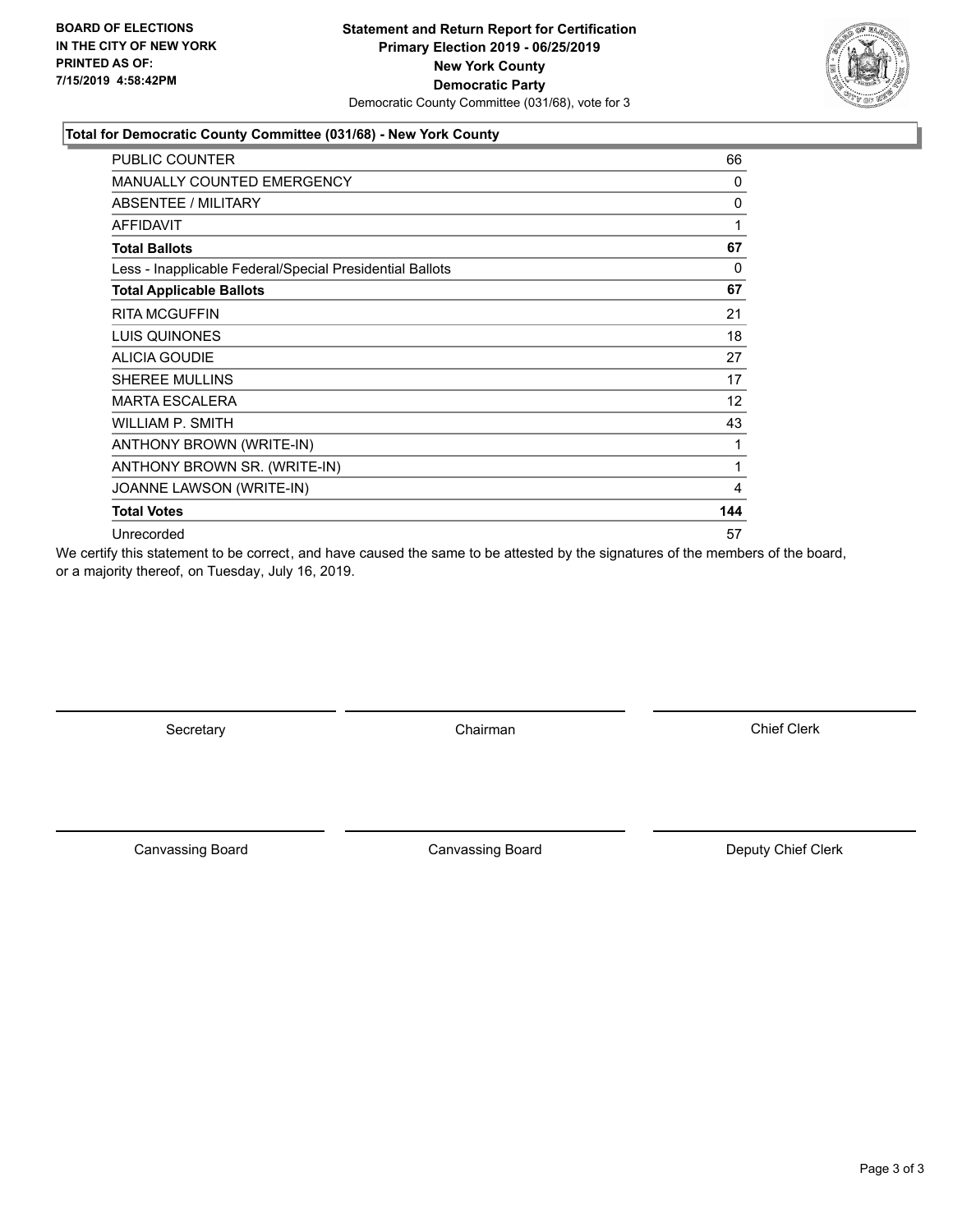**BOARD OF ELECTIONS IN THE CITY OF NEW YORK PRINTED AS OF: 7/15/2019 4:58:42PM**

**Statement and Return Report for Certification**
**Primary Election 2019 - 06/25/2019**
**New York County**
**Democratic Party**
Democratic County Committee (031/68), vote for 3

**Total for Democratic County Committee (031/68) - New York County**

| | |
|---|---|
| PUBLIC COUNTER | 66 |
| MANUALLY COUNTED EMERGENCY | 0 |
| ABSENTEE / MILITARY | 0 |
| AFFIDAVIT | 1 |
| **Total Ballots** | **67** |
| Less - Inapplicable Federal/Special Presidential Ballots | 0 |
| **Total Applicable Ballots** | **67** |
| RITA MCGUFFIN | 21 |
| LUIS QUINONES | 18 |
| ALICIA GOUDIE | 27 |
| SHEREE MULLINS | 17 |
| MARTA ESCALERA | 12 |
| WILLIAM P. SMITH | 43 |
| ANTHONY BROWN (WRITE-IN) | 1 |
| ANTHONY BROWN SR. (WRITE-IN) | 1 |
| JOANNE LAWSON (WRITE-IN) | 4 |
| **Total Votes** | **144** |
| Unrecorded | 57 |

We certify this statement to be correct, and have caused the same to be attested by the signatures of the members of the board, or a majority thereof, on Tuesday, July 16, 2019.

Secretary

Chairman

Chief Clerk

Canvassing Board

Canvassing Board

Deputy Chief Clerk